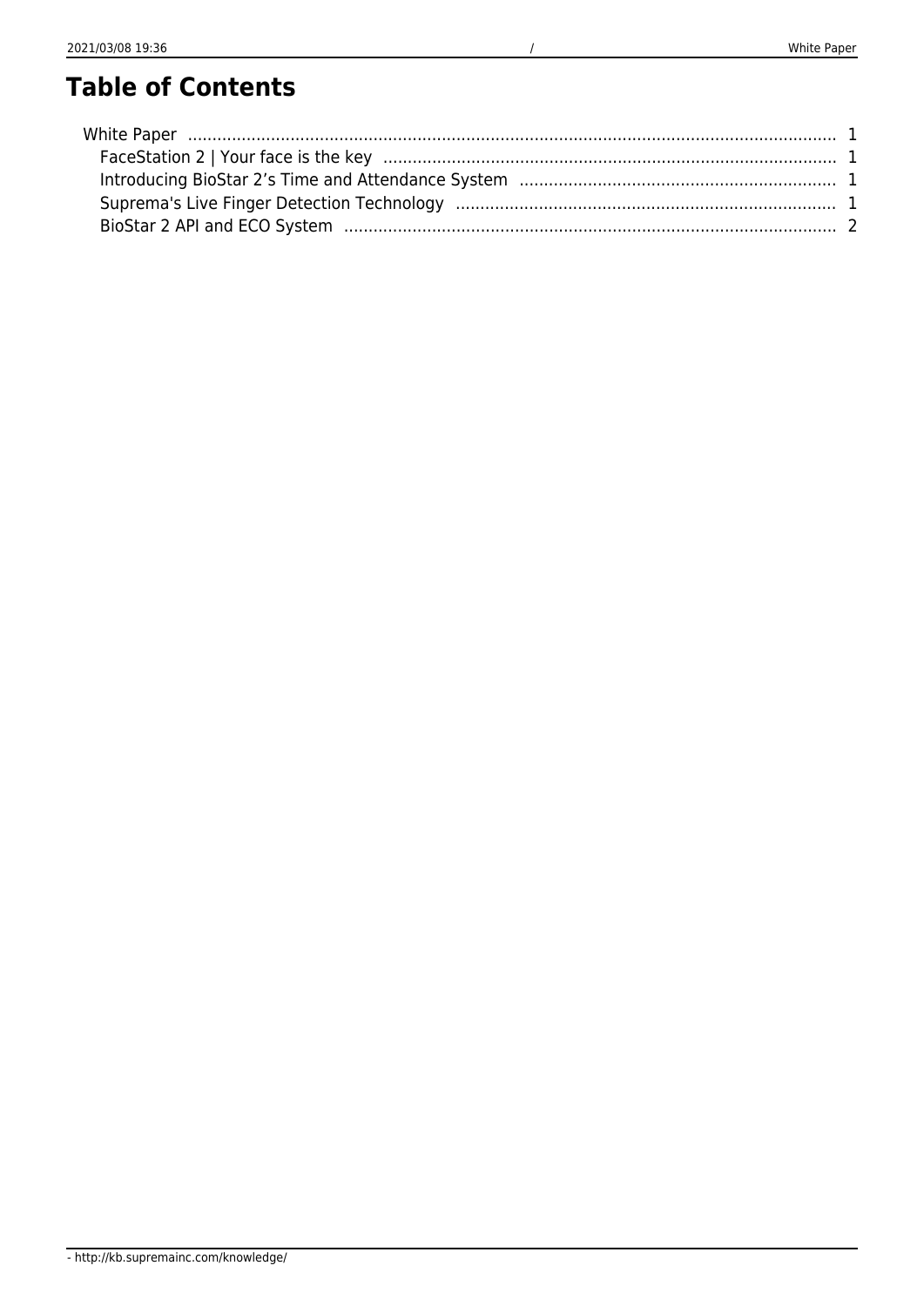# Table of Contents

- White Paper ..... 1
  - FaceStation 2 | Your face is the key ..... 1
  - Introducing BioStar 2’s Time and Attendance System ..... 1
  - Suprema's Live Finger Detection Technology ..... 1
  - BioStar 2 API and ECO System ..... 2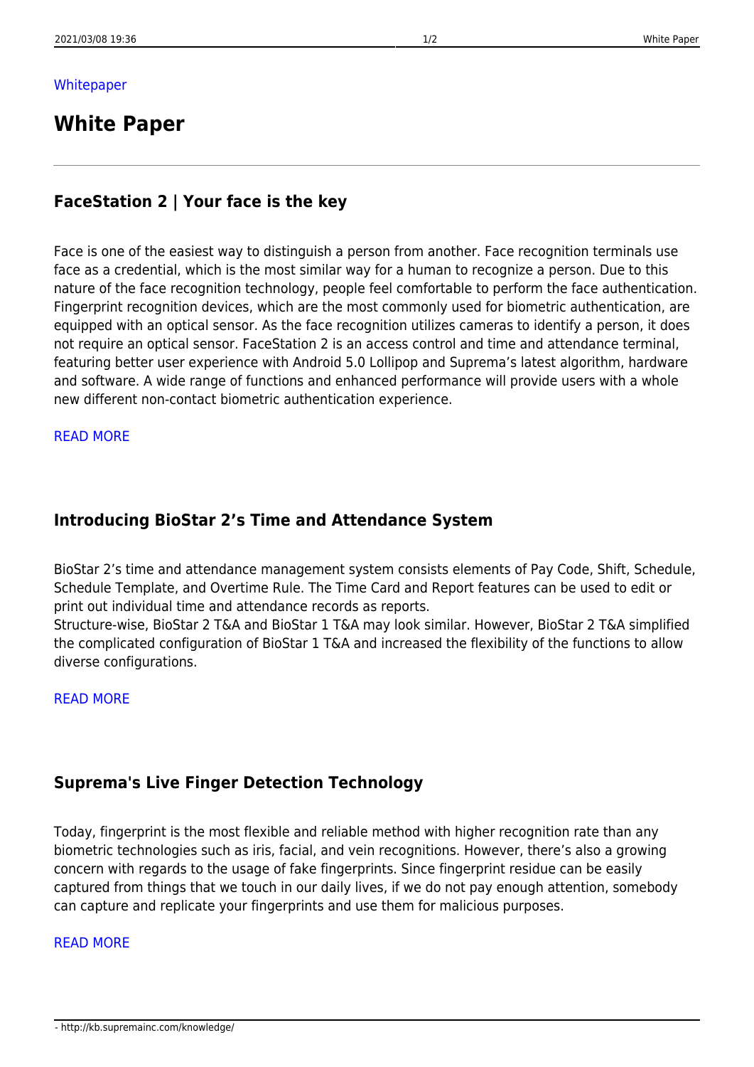Whitepaper

# White Paper

---

## FaceStation 2 | Your face is the key

Face is one of the easiest way to distinguish a person from another. Face recognition terminals use face as a credential, which is the most similar way for a human to recognize a person. Due to this nature of the face recognition technology, people feel comfortable to perform the face authentication. Fingerprint recognition devices, which are the most commonly used for biometric authentication, are equipped with an optical sensor. As the face recognition utilizes cameras to identify a person, it does not require an optical sensor. FaceStation 2 is an access control and time and attendance terminal, featuring better user experience with Android 5.0 Lollipop and Suprema's latest algorithm, hardware and software. A wide range of functions and enhanced performance will provide users with a whole new different non-contact biometric authentication experience.

READ MORE

## Introducing BioStar 2's Time and Attendance System

BioStar 2's time and attendance management system consists elements of Pay Code, Shift, Schedule, Schedule Template, and Overtime Rule. The Time Card and Report features can be used to edit or print out individual time and attendance records as reports.
Structure-wise, BioStar 2 T&A and BioStar 1 T&A may look similar. However, BioStar 2 T&A simplified the complicated configuration of BioStar 1 T&A and increased the flexibility of the functions to allow diverse configurations.

READ MORE

## Suprema's Live Finger Detection Technology

Today, fingerprint is the most flexible and reliable method with higher recognition rate than any biometric technologies such as iris, facial, and vein recognitions. However, there's also a growing concern with regards to the usage of fake fingerprints. Since fingerprint residue can be easily captured from things that we touch in our daily lives, if we do not pay enough attention, somebody can capture and replicate your fingerprints and use them for malicious purposes.

READ MORE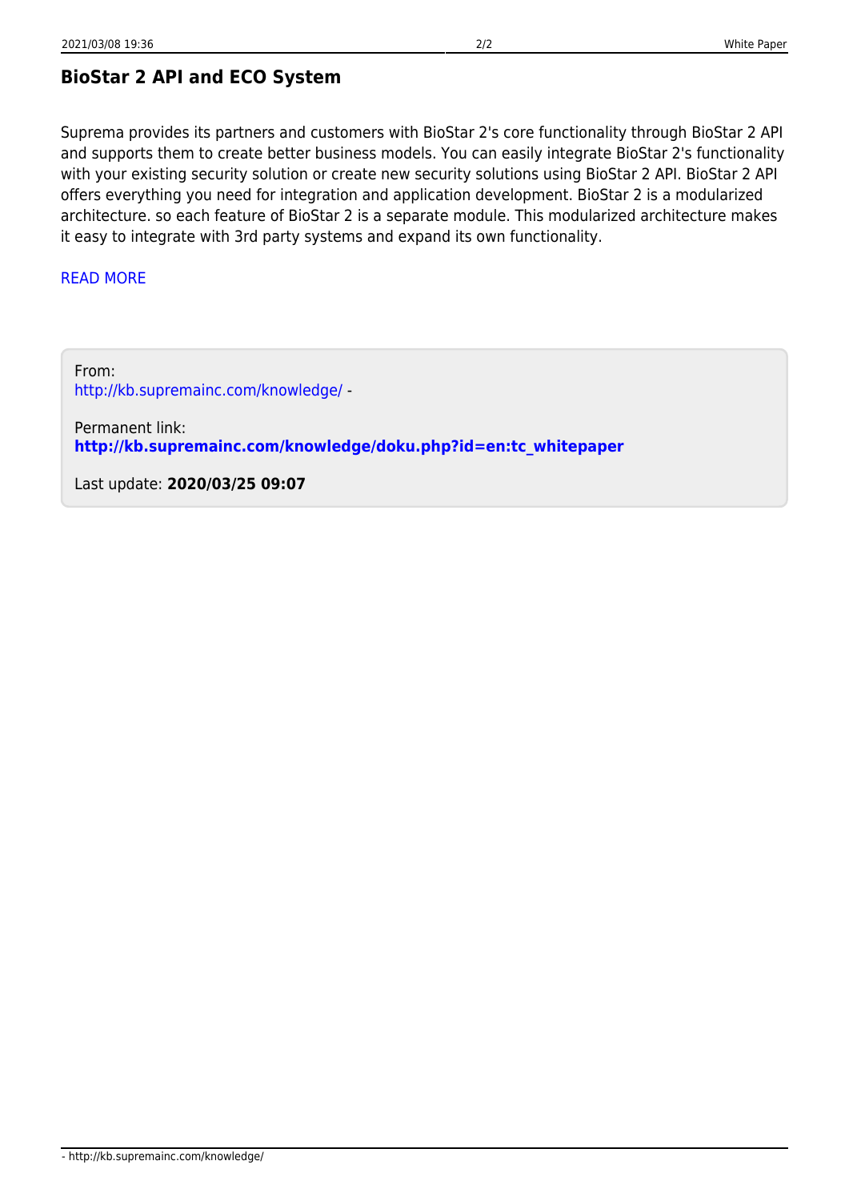## BioStar 2 API and ECO System

Suprema provides its partners and customers with BioStar 2's core functionality through BioStar 2 API and supports them to create better business models. You can easily integrate BioStar 2's functionality with your existing security solution or create new security solutions using BioStar 2 API. BioStar 2 API offers everything you need for integration and application development. BioStar 2 is a modularized architecture. so each feature of BioStar 2 is a separate module. This modularized architecture makes it easy to integrate with 3rd party systems and expand its own functionality.

READ MORE

From:
http://kb.supremainc.com/knowledge/ -

Permanent link:
**http://kb.supremainc.com/knowledge/doku.php?id=en:tc_whitepaper**

Last update: **2020/03/25 09:07**